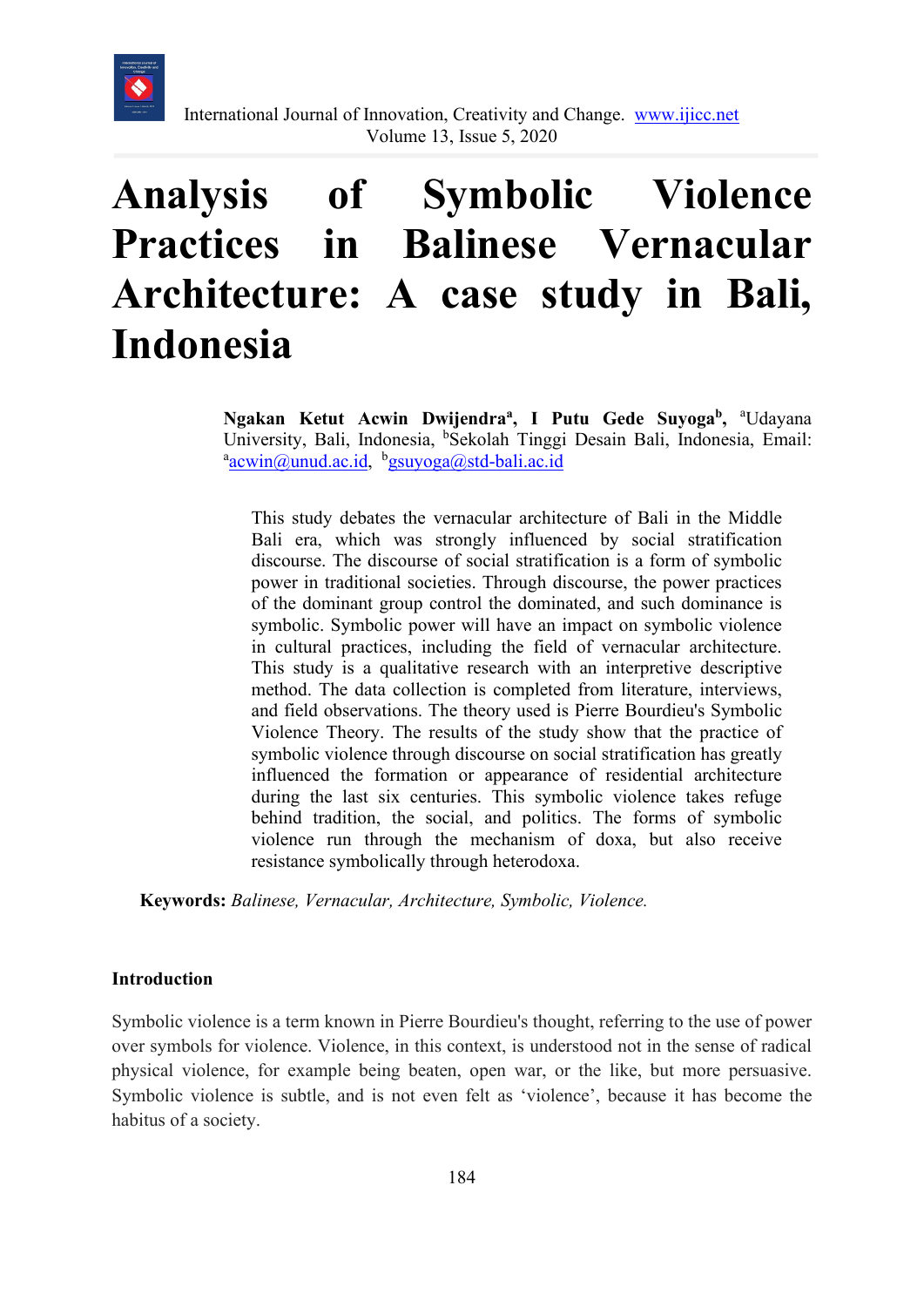# Analysis of Symbolic Violence Practices in Balinese Vernacular Architecture: A case study in Bali, Indonesia

**Ngakan Ketut Acwin Dwijendra[a], I Putu Gede Suyoga[b],** [a]Udayana University, Bali, Indonesia, [b]Sekolah Tinggi Desain Bali, Indonesia, Email: [a]acwin@unud.ac.id, [b]gsuyoga@std-bali.ac.id

This study debates the vernacular architecture of Bali in the Middle Bali era, which was strongly influenced by social stratification discourse. The discourse of social stratification is a form of symbolic power in traditional societies. Through discourse, the power practices of the dominant group control the dominated, and such dominance is symbolic. Symbolic power will have an impact on symbolic violence in cultural practices, including the field of vernacular architecture. This study is a qualitative research with an interpretive descriptive method. The data collection is completed from literature, interviews, and field observations. The theory used is Pierre Bourdieu's Symbolic Violence Theory. The results of the study show that the practice of symbolic violence through discourse on social stratification has greatly influenced the formation or appearance of residential architecture during the last six centuries. This symbolic violence takes refuge behind tradition, the social, and politics. The forms of symbolic violence run through the mechanism of doxa, but also receive resistance symbolically through heterodoxa.

**Keywords:** *Balinese, Vernacular, Architecture, Symbolic, Violence.*

## Introduction

Symbolic violence is a term known in Pierre Bourdieu's thought, referring to the use of power over symbols for violence. Violence, in this context, is understood not in the sense of radical physical violence, for example being beaten, open war, or the like, but more persuasive. Symbolic violence is subtle, and is not even felt as 'violence', because it has become the habitus of a society.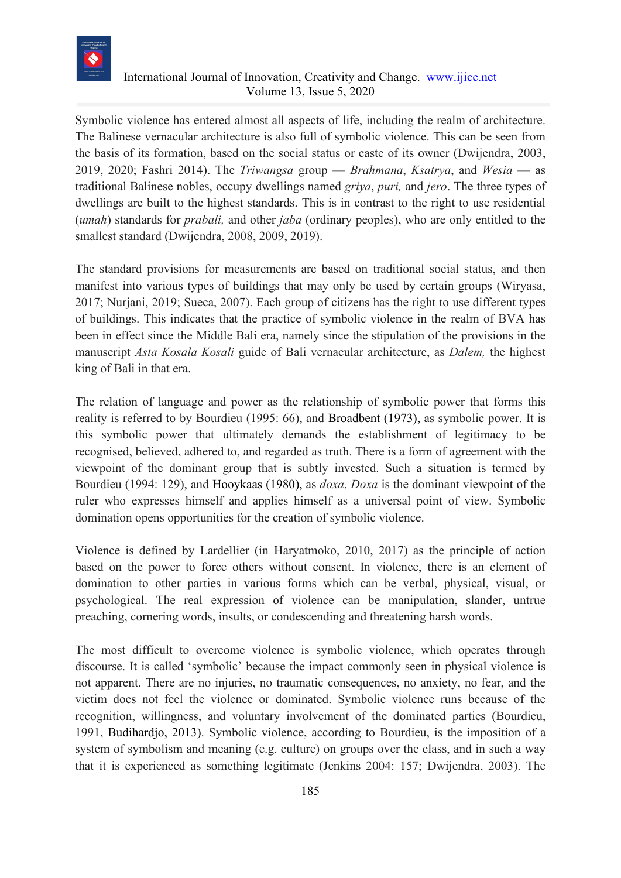Symbolic violence has entered almost all aspects of life, including the realm of architecture. The Balinese vernacular architecture is also full of symbolic violence. This can be seen from the basis of its formation, based on the social status or caste of its owner (Dwijendra, 2003, 2019, 2020; Fashri 2014). The *Triwangsa* group — *Brahmana*, *Ksatrya*, and *Wesia* — as traditional Balinese nobles, occupy dwellings named *griya*, *puri,* and *jero*. The three types of dwellings are built to the highest standards. This is in contrast to the right to use residential (*umah*) standards for *prabali,* and other *jaba* (ordinary peoples), who are only entitled to the smallest standard (Dwijendra, 2008, 2009, 2019).

The standard provisions for measurements are based on traditional social status, and then manifest into various types of buildings that may only be used by certain groups (Wiryasa, 2017; Nurjani, 2019; Sueca, 2007). Each group of citizens has the right to use different types of buildings. This indicates that the practice of symbolic violence in the realm of BVA has been in effect since the Middle Bali era, namely since the stipulation of the provisions in the manuscript *Asta Kosala Kosali* guide of Bali vernacular architecture, as *Dalem,* the highest king of Bali in that era.

The relation of language and power as the relationship of symbolic power that forms this reality is referred to by Bourdieu (1995: 66), and Broadbent (1973), as symbolic power. It is this symbolic power that ultimately demands the establishment of legitimacy to be recognised, believed, adhered to, and regarded as truth. There is a form of agreement with the viewpoint of the dominant group that is subtly invested. Such a situation is termed by Bourdieu (1994: 129), and Hooykaas (1980), as *doxa*. *Doxa* is the dominant viewpoint of the ruler who expresses himself and applies himself as a universal point of view. Symbolic domination opens opportunities for the creation of symbolic violence.

Violence is defined by Lardellier (in Haryatmoko, 2010, 2017) as the principle of action based on the power to force others without consent. In violence, there is an element of domination to other parties in various forms which can be verbal, physical, visual, or psychological. The real expression of violence can be manipulation, slander, untrue preaching, cornering words, insults, or condescending and threatening harsh words.

The most difficult to overcome violence is symbolic violence, which operates through discourse. It is called 'symbolic' because the impact commonly seen in physical violence is not apparent. There are no injuries, no traumatic consequences, no anxiety, no fear, and the victim does not feel the violence or dominated. Symbolic violence runs because of the recognition, willingness, and voluntary involvement of the dominated parties (Bourdieu, 1991, Budihardjo, 2013). Symbolic violence, according to Bourdieu, is the imposition of a system of symbolism and meaning (e.g. culture) on groups over the class, and in such a way that it is experienced as something legitimate (Jenkins 2004: 157; Dwijendra, 2003). The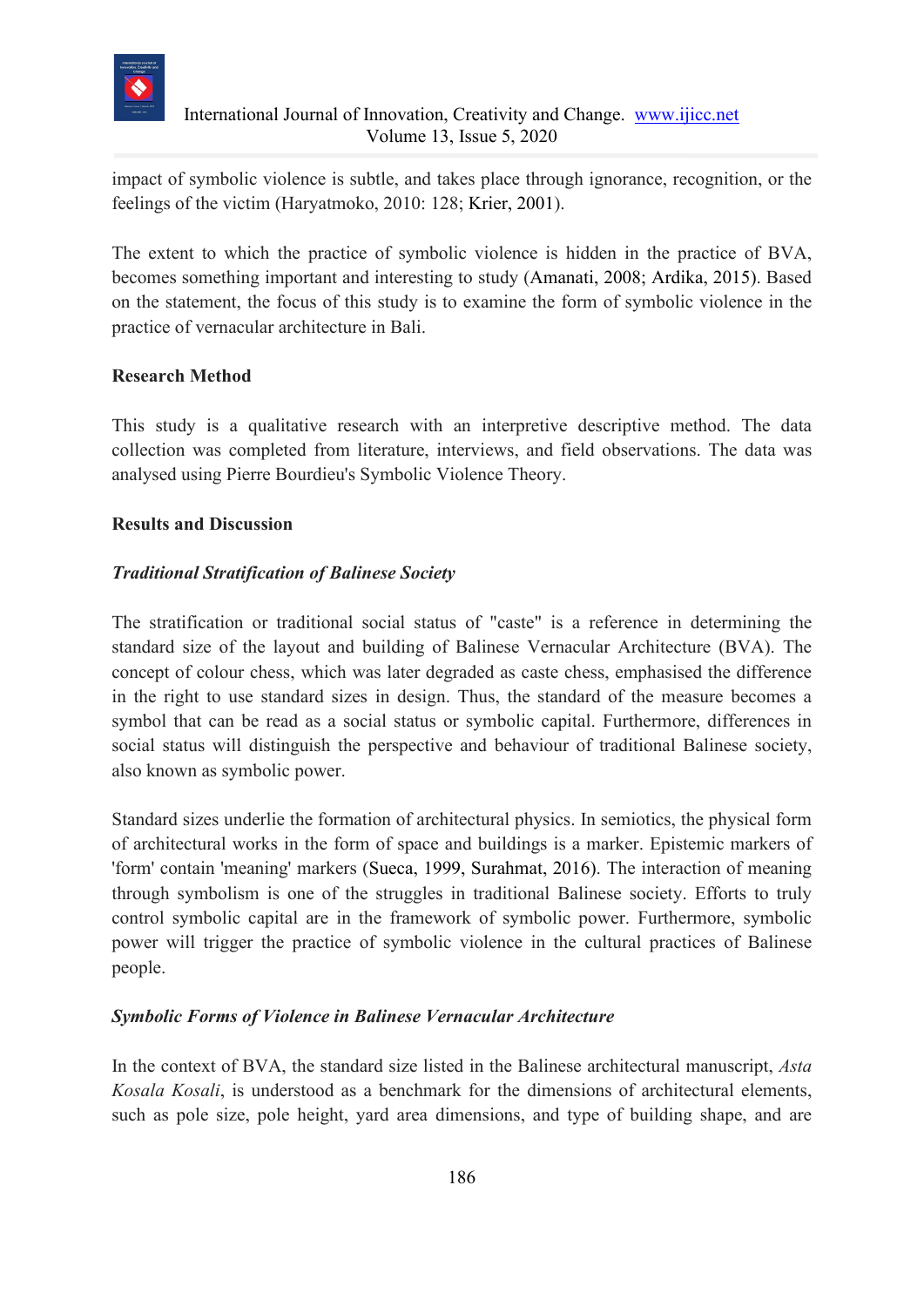impact of symbolic violence is subtle, and takes place through ignorance, recognition, or the feelings of the victim (Haryatmoko, 2010: 128; Krier, 2001).

The extent to which the practice of symbolic violence is hidden in the practice of BVA, becomes something important and interesting to study (Amanati, 2008; Ardika, 2015). Based on the statement, the focus of this study is to examine the form of symbolic violence in the practice of vernacular architecture in Bali.

## Research Method

This study is a qualitative research with an interpretive descriptive method. The data collection was completed from literature, interviews, and field observations. The data was analysed using Pierre Bourdieu's Symbolic Violence Theory.

## Results and Discussion

### *Traditional Stratification of Balinese Society*

The stratification or traditional social status of "caste" is a reference in determining the standard size of the layout and building of Balinese Vernacular Architecture (BVA). The concept of colour chess, which was later degraded as caste chess, emphasised the difference in the right to use standard sizes in design. Thus, the standard of the measure becomes a symbol that can be read as a social status or symbolic capital. Furthermore, differences in social status will distinguish the perspective and behaviour of traditional Balinese society, also known as symbolic power.

Standard sizes underlie the formation of architectural physics. In semiotics, the physical form of architectural works in the form of space and buildings is a marker. Epistemic markers of 'form' contain 'meaning' markers (Sueca, 1999, Surahmat, 2016). The interaction of meaning through symbolism is one of the struggles in traditional Balinese society. Efforts to truly control symbolic capital are in the framework of symbolic power. Furthermore, symbolic power will trigger the practice of symbolic violence in the cultural practices of Balinese people.

### *Symbolic Forms of Violence in Balinese Vernacular Architecture*

In the context of BVA, the standard size listed in the Balinese architectural manuscript, *Asta Kosala Kosali*, is understood as a benchmark for the dimensions of architectural elements, such as pole size, pole height, yard area dimensions, and type of building shape, and are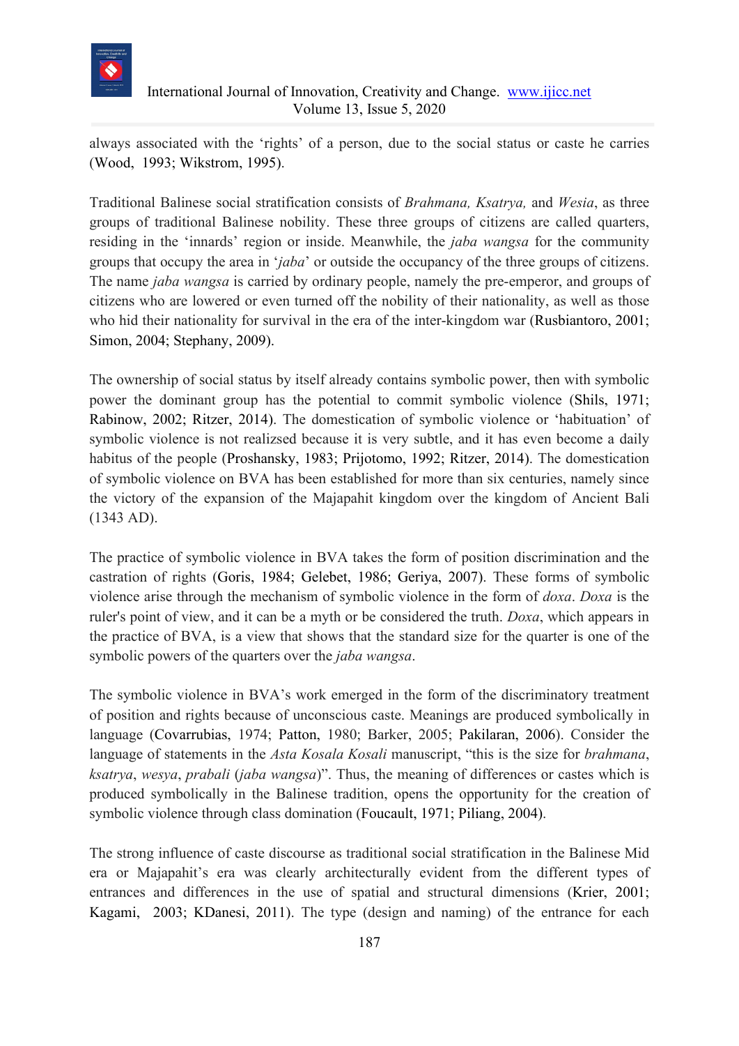always associated with the 'rights' of a person, due to the social status or caste he carries (Wood, 1993; Wikstrom, 1995).

Traditional Balinese social stratification consists of *Brahmana, Ksatrya,* and *Wesia*, as three groups of traditional Balinese nobility. These three groups of citizens are called quarters, residing in the 'innards' region or inside. Meanwhile, the *jaba wangsa* for the community groups that occupy the area in '*jaba*' or outside the occupancy of the three groups of citizens. The name *jaba wangsa* is carried by ordinary people, namely the pre-emperor, and groups of citizens who are lowered or even turned off the nobility of their nationality, as well as those who hid their nationality for survival in the era of the inter-kingdom war (Rusbiantoro, 2001; Simon, 2004; Stephany, 2009).

The ownership of social status by itself already contains symbolic power, then with symbolic power the dominant group has the potential to commit symbolic violence (Shils, 1971; Rabinow, 2002; Ritzer, 2014). The domestication of symbolic violence or 'habituation' of symbolic violence is not realizsed because it is very subtle, and it has even become a daily habitus of the people (Proshansky, 1983; Prijotomo, 1992; Ritzer, 2014). The domestication of symbolic violence on BVA has been established for more than six centuries, namely since the victory of the expansion of the Majapahit kingdom over the kingdom of Ancient Bali (1343 AD).

The practice of symbolic violence in BVA takes the form of position discrimination and the castration of rights (Goris, 1984; Gelebet, 1986; Geriya, 2007). These forms of symbolic violence arise through the mechanism of symbolic violence in the form of *doxa*. *Doxa* is the ruler's point of view, and it can be a myth or be considered the truth. *Doxa*, which appears in the practice of BVA, is a view that shows that the standard size for the quarter is one of the symbolic powers of the quarters over the *jaba wangsa*.

The symbolic violence in BVA's work emerged in the form of the discriminatory treatment of position and rights because of unconscious caste. Meanings are produced symbolically in language (Covarrubias, 1974; Patton, 1980; Barker, 2005; Pakilaran, 2006). Consider the language of statements in the *Asta Kosala Kosali* manuscript, "this is the size for *brahmana*, *ksatrya*, *wesya*, *prabali* (*jaba wangsa*)". Thus, the meaning of differences or castes which is produced symbolically in the Balinese tradition, opens the opportunity for the creation of symbolic violence through class domination (Foucault, 1971; Piliang, 2004).

The strong influence of caste discourse as traditional social stratification in the Balinese Mid era or Majapahit's era was clearly architecturally evident from the different types of entrances and differences in the use of spatial and structural dimensions (Krier, 2001; Kagami, 2003; KDanesi, 2011). The type (design and naming) of the entrance for each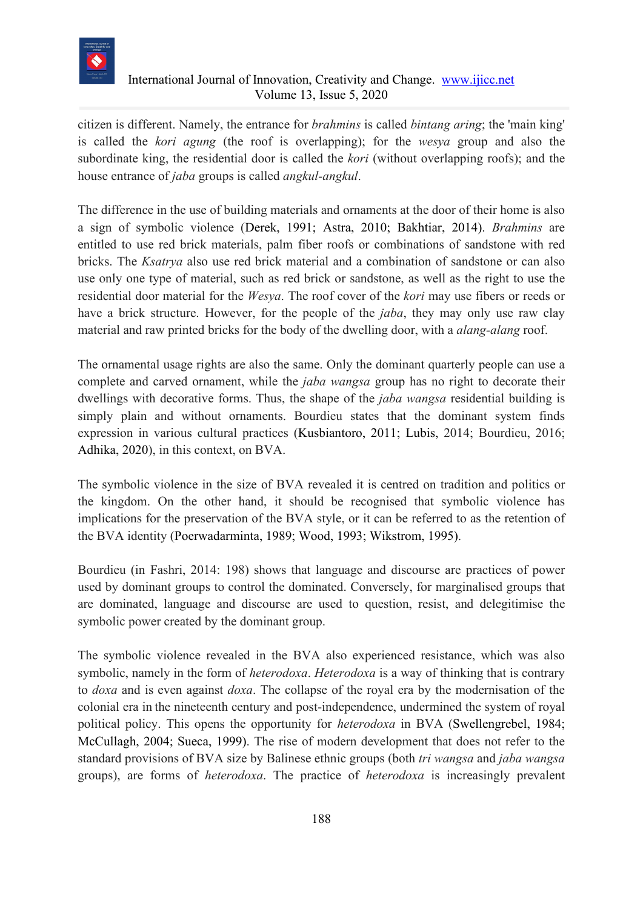citizen is different. Namely, the entrance for *brahmins* is called *bintang aring*; the 'main king' is called the *kori agung* (the roof is overlapping); for the *wesya* group and also the subordinate king, the residential door is called the *kori* (without overlapping roofs); and the house entrance of *jaba* groups is called *angkul-angkul*.

The difference in the use of building materials and ornaments at the door of their home is also a sign of symbolic violence (Derek, 1991; Astra, 2010; Bakhtiar, 2014). *Brahmins* are entitled to use red brick materials, palm fiber roofs or combinations of sandstone with red bricks. The *Ksatrya* also use red brick material and a combination of sandstone or can also use only one type of material, such as red brick or sandstone, as well as the right to use the residential door material for the *Wesya*. The roof cover of the *kori* may use fibers or reeds or have a brick structure. However, for the people of the *jaba*, they may only use raw clay material and raw printed bricks for the body of the dwelling door, with a *alang-alang* roof.

The ornamental usage rights are also the same. Only the dominant quarterly people can use a complete and carved ornament, while the *jaba wangsa* group has no right to decorate their dwellings with decorative forms. Thus, the shape of the *jaba wangsa* residential building is simply plain and without ornaments. Bourdieu states that the dominant system finds expression in various cultural practices (Kusbiantoro, 2011; Lubis, 2014; Bourdieu, 2016; Adhika, 2020), in this context, on BVA.

The symbolic violence in the size of BVA revealed it is centred on tradition and politics or the kingdom. On the other hand, it should be recognised that symbolic violence has implications for the preservation of the BVA style, or it can be referred to as the retention of the BVA identity (Poerwadarminta, 1989; Wood, 1993; Wikstrom, 1995).

Bourdieu (in Fashri, 2014: 198) shows that language and discourse are practices of power used by dominant groups to control the dominated. Conversely, for marginalised groups that are dominated, language and discourse are used to question, resist, and delegitimise the symbolic power created by the dominant group.

The symbolic violence revealed in the BVA also experienced resistance, which was also symbolic, namely in the form of *heterodoxa*. *Heterodoxa* is a way of thinking that is contrary to *doxa* and is even against *doxa*. The collapse of the royal era by the modernisation of the colonial era in the nineteenth century and post-independence, undermined the system of royal political policy. This opens the opportunity for *heterodoxa* in BVA (Swellengrebel, 1984; McCullagh, 2004; Sueca, 1999). The rise of modern development that does not refer to the standard provisions of BVA size by Balinese ethnic groups (both *tri wangsa* and *jaba wangsa* groups), are forms of *heterodoxa*. The practice of *heterodoxa* is increasingly prevalent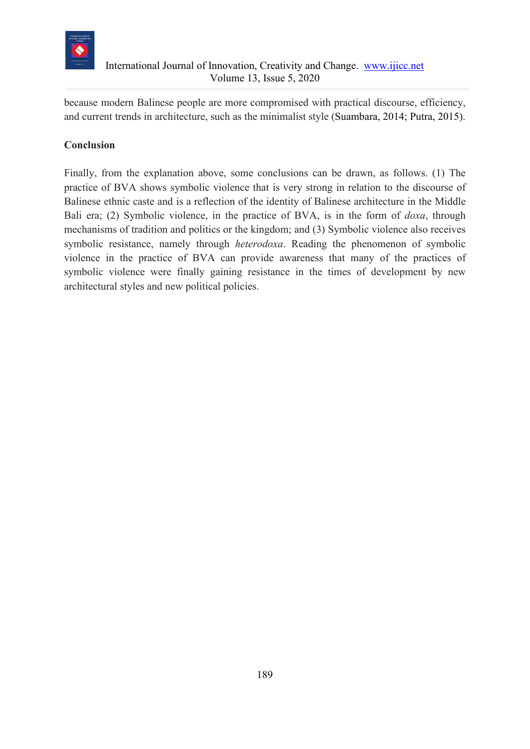because modern Balinese people are more compromised with practical discourse, efficiency, and current trends in architecture, such as the minimalist style (Suambara, 2014; Putra, 2015).

## Conclusion

Finally, from the explanation above, some conclusions can be drawn, as follows. (1) The practice of BVA shows symbolic violence that is very strong in relation to the discourse of Balinese ethnic caste and is a reflection of the identity of Balinese architecture in the Middle Bali era; (2) Symbolic violence, in the practice of BVA, is in the form of *doxa*, through mechanisms of tradition and politics or the kingdom; and (3) Symbolic violence also receives symbolic resistance, namely through *heterodoxa*. Reading the phenomenon of symbolic violence in the practice of BVA can provide awareness that many of the practices of symbolic violence were finally gaining resistance in the times of development by new architectural styles and new political policies.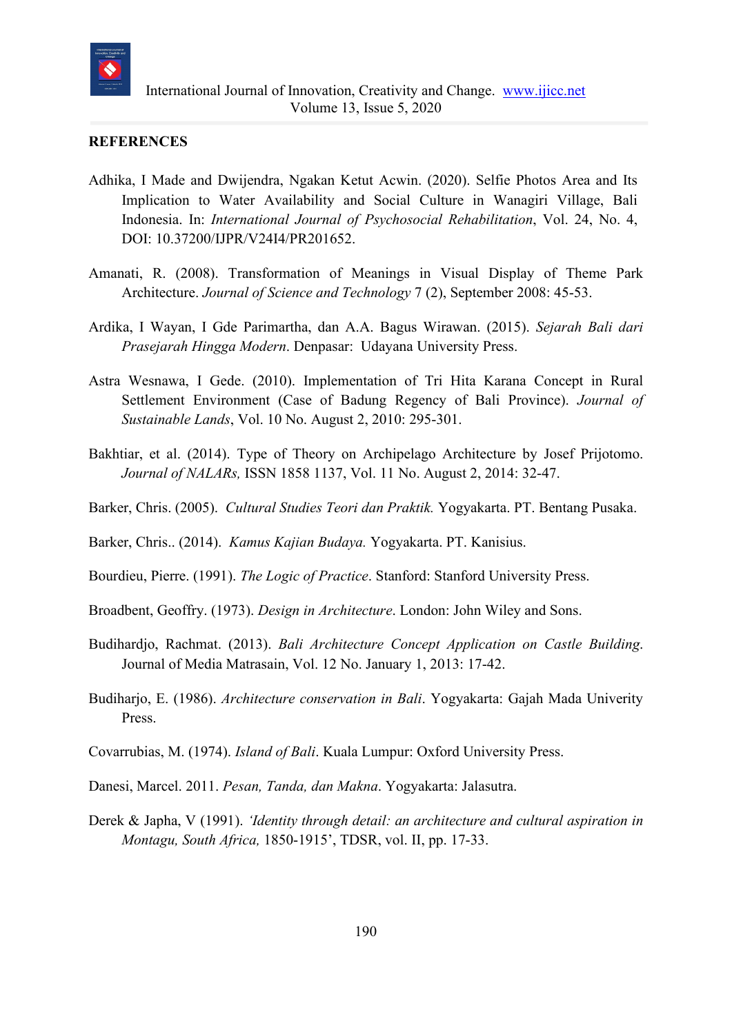**REFERENCES**

Adhika, I Made and Dwijendra, Ngakan Ketut Acwin. (2020). Selfie Photos Area and Its Implication to Water Availability and Social Culture in Wanagiri Village, Bali Indonesia. In: *International Journal of Psychosocial Rehabilitation*, Vol. 24, No. 4, DOI: 10.37200/IJPR/V24I4/PR201652.

Amanati, R. (2008). Transformation of Meanings in Visual Display of Theme Park Architecture. *Journal of Science and Technology* 7 (2), September 2008: 45-53.

Ardika, I Wayan, I Gde Parimartha, dan A.A. Bagus Wirawan. (2015). *Sejarah Bali dari Prasejarah Hingga Modern*. Denpasar: Udayana University Press.

Astra Wesnawa, I Gede. (2010). Implementation of Tri Hita Karana Concept in Rural Settlement Environment (Case of Badung Regency of Bali Province). *Journal of Sustainable Lands*, Vol. 10 No. August 2, 2010: 295-301.

Bakhtiar, et al. (2014). Type of Theory on Archipelago Architecture by Josef Prijotomo. *Journal of NALARs,* ISSN 1858 1137, Vol. 11 No. August 2, 2014: 32-47.

Barker, Chris. (2005). *Cultural Studies Teori dan Praktik.* Yogyakarta. PT. Bentang Pusaka.

Barker, Chris.. (2014). *Kamus Kajian Budaya.* Yogyakarta. PT. Kanisius.

Bourdieu, Pierre. (1991). *The Logic of Practice*. Stanford: Stanford University Press.

Broadbent, Geoffry. (1973). *Design in Architecture*. London: John Wiley and Sons.

Budihardjo, Rachmat. (2013). *Bali Architecture Concept Application on Castle Building*. Journal of Media Matrasain, Vol. 12 No. January 1, 2013: 17-42.

Budiharjo, E. (1986). *Architecture conservation in Bali*. Yogyakarta: Gajah Mada Univerity Press.

Covarrubias, M. (1974). *Island of Bali*. Kuala Lumpur: Oxford University Press.

Danesi, Marcel. 2011. *Pesan, Tanda, dan Makna*. Yogyakarta: Jalasutra.

Derek & Japha, V (1991). *'Identity through detail: an architecture and cultural aspiration in Montagu, South Africa,* 1850-1915', TDSR, vol. II, pp. 17-33.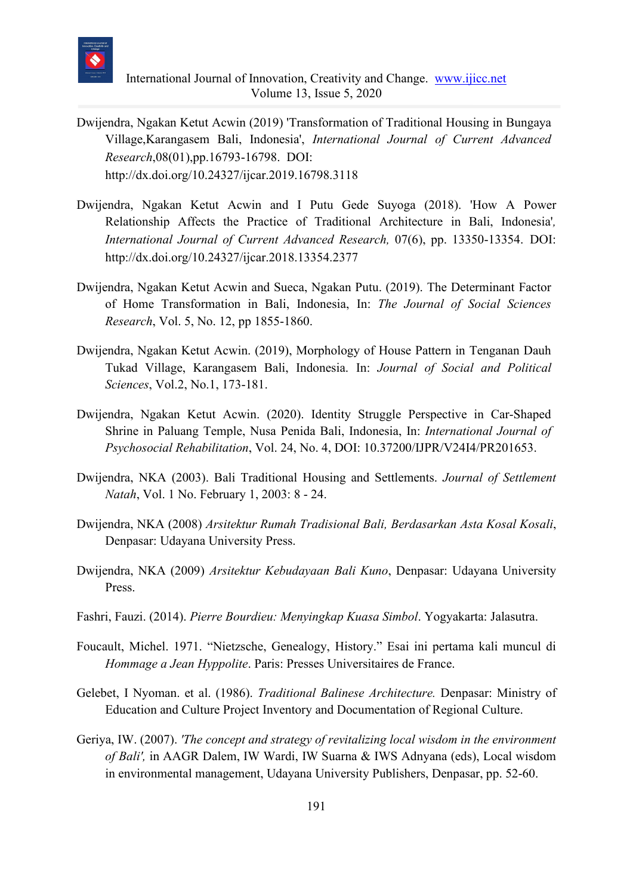Dwijendra, Ngakan Ketut Acwin (2019) 'Transformation of Traditional Housing in Bungaya Village,Karangasem Bali, Indonesia', *International Journal of Current Advanced Research*,08(01),pp.16793-16798. DOI: http://dx.doi.org/10.24327/ijcar.2019.16798.3118

Dwijendra, Ngakan Ketut Acwin and I Putu Gede Suyoga (2018). 'How A Power Relationship Affects the Practice of Traditional Architecture in Bali, Indonesia', *International Journal of Current Advanced Research,* 07(6), pp. 13350-13354. DOI: http://dx.doi.org/10.24327/ijcar.2018.13354.2377

Dwijendra, Ngakan Ketut Acwin and Sueca, Ngakan Putu. (2019). The Determinant Factor of Home Transformation in Bali, Indonesia, In: *The Journal of Social Sciences Research*, Vol. 5, No. 12, pp 1855-1860.

Dwijendra, Ngakan Ketut Acwin. (2019), Morphology of House Pattern in Tenganan Dauh Tukad Village, Karangasem Bali, Indonesia. In: *Journal of Social and Political Sciences*, Vol.2, No.1, 173-181.

Dwijendra, Ngakan Ketut Acwin. (2020). Identity Struggle Perspective in Car-Shaped Shrine in Paluang Temple, Nusa Penida Bali, Indonesia, In: *International Journal of Psychosocial Rehabilitation*, Vol. 24, No. 4, DOI: 10.37200/IJPR/V24I4/PR201653.

Dwijendra, NKA (2003). Bali Traditional Housing and Settlements. *Journal of Settlement Natah*, Vol. 1 No. February 1, 2003: 8 - 24.

Dwijendra, NKA (2008) *Arsitektur Rumah Tradisional Bali, Berdasarkan Asta Kosal Kosali*, Denpasar: Udayana University Press.

Dwijendra, NKA (2009) *Arsitektur Kebudayaan Bali Kuno*, Denpasar: Udayana University Press.

Fashri, Fauzi. (2014). *Pierre Bourdieu: Menyingkap Kuasa Simbol*. Yogyakarta: Jalasutra.

Foucault, Michel. 1971. "Nietzsche, Genealogy, History." Esai ini pertama kali muncul di *Hommage a Jean Hyppolite*. Paris: Presses Universitaires de France.

Gelebet, I Nyoman. et al. (1986). *Traditional Balinese Architecture.* Denpasar: Ministry of Education and Culture Project Inventory and Documentation of Regional Culture.

Geriya, IW. (2007). *'The concept and strategy of revitalizing local wisdom in the environment of Bali',* in AAGR Dalem, IW Wardi, IW Suarna & IWS Adnyana (eds), Local wisdom in environmental management, Udayana University Publishers, Denpasar, pp. 52-60.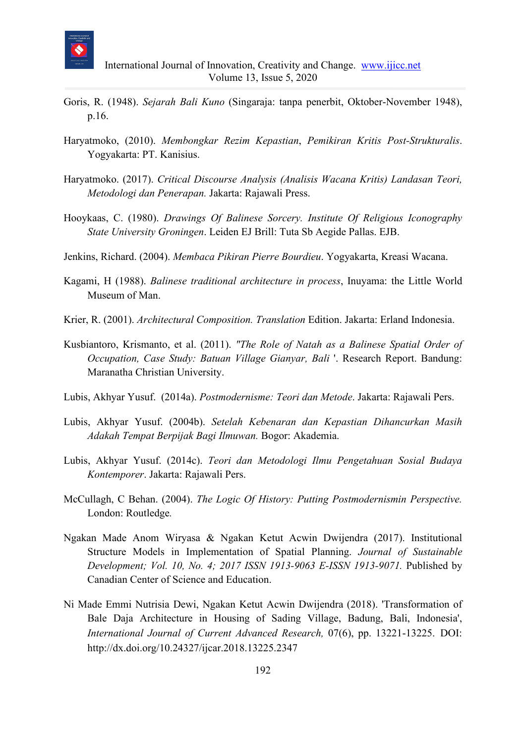Goris, R. (1948). *Sejarah Bali Kuno* (Singaraja: tanpa penerbit, Oktober-November 1948), p.16.

Haryatmoko, (2010). *Membongkar Rezim Kepastian*, *Pemikiran Kritis Post-Strukturalis*. Yogyakarta: PT. Kanisius.

Haryatmoko. (2017). *Critical Discourse Analysis (Analisis Wacana Kritis) Landasan Teori, Metodologi dan Penerapan.* Jakarta: Rajawali Press.

Hooykaas, C. (1980). *Drawings Of Balinese Sorcery. Institute Of Religious Iconography State University Groningen*. Leiden EJ Brill: Tuta Sb Aegide Pallas. EJB.

Jenkins, Richard. (2004). *Membaca Pikiran Pierre Bourdieu*. Yogyakarta, Kreasi Wacana.

Kagami, H (1988). *Balinese traditional architecture in process*, Inuyama: the Little World Museum of Man.

Krier, R. (2001). *Architectural Composition. Translation* Edition. Jakarta: Erland Indonesia.

Kusbiantoro, Krismanto, et al. (2011). *"The Role of Natah as a Balinese Spatial Order of Occupation, Case Study: Batuan Village Gianyar, Bali* '. Research Report. Bandung: Maranatha Christian University.

Lubis, Akhyar Yusuf. (2014a). *Postmodernisme: Teori dan Metode*. Jakarta: Rajawali Pers.

Lubis, Akhyar Yusuf. (2004b). *Setelah Kebenaran dan Kepastian Dihancurkan Masih Adakah Tempat Berpijak Bagi Ilmuwan.* Bogor: Akademia.

Lubis, Akhyar Yusuf. (2014c). *Teori dan Metodologi Ilmu Pengetahuan Sosial Budaya Kontemporer*. Jakarta: Rajawali Pers.

McCullagh, C Behan. (2004). *The Logic Of History: Putting Postmodernismin Perspective.* London: Routledge*.*

Ngakan Made Anom Wiryasa & Ngakan Ketut Acwin Dwijendra (2017). Institutional Structure Models in Implementation of Spatial Planning. *Journal of Sustainable Development; Vol. 10, No. 4; 2017 ISSN 1913-9063 E-ISSN 1913-9071.* Published by Canadian Center of Science and Education.

Ni Made Emmi Nutrisia Dewi, Ngakan Ketut Acwin Dwijendra (2018). 'Transformation of Bale Daja Architecture in Housing of Sading Village, Badung, Bali, Indonesia', *International Journal of Current Advanced Research,* 07(6), pp. 13221-13225. DOI: http://dx.doi.org/10.24327/ijcar.2018.13225.2347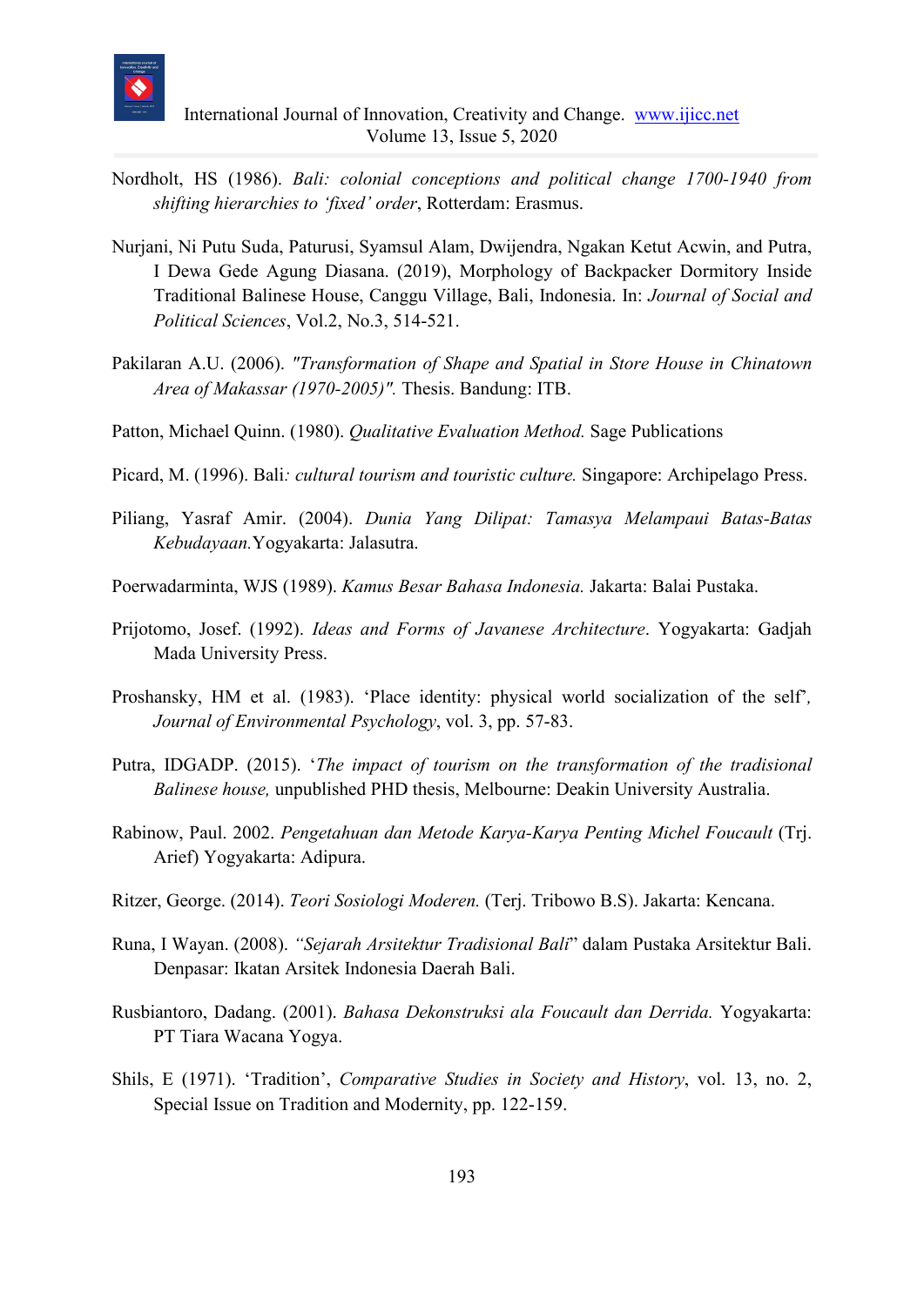Nordholt, HS (1986). *Bali: colonial conceptions and political change 1700-1940 from shifting hierarchies to 'fixed' order*, Rotterdam: Erasmus.

Nurjani, Ni Putu Suda, Paturusi, Syamsul Alam, Dwijendra, Ngakan Ketut Acwin, and Putra, I Dewa Gede Agung Diasana. (2019), Morphology of Backpacker Dormitory Inside Traditional Balinese House, Canggu Village, Bali, Indonesia. In: *Journal of Social and Political Sciences*, Vol.2, No.3, 514-521.

Pakilaran A.U. (2006). *"Transformation of Shape and Spatial in Store House in Chinatown Area of Makassar (1970-2005)".* Thesis. Bandung: ITB.

Patton, Michael Quinn. (1980). *Qualitative Evaluation Method.* Sage Publications

Picard, M. (1996). Bali*: cultural tourism and touristic culture.* Singapore: Archipelago Press.

Piliang, Yasraf Amir. (2004). *Dunia Yang Dilipat: Tamasya Melampaui Batas-Batas Kebudayaan.*Yogyakarta: Jalasutra.

Poerwadarminta, WJS (1989). *Kamus Besar Bahasa Indonesia.* Jakarta: Balai Pustaka.

Prijotomo, Josef. (1992). *Ideas and Forms of Javanese Architecture*. Yogyakarta: Gadjah Mada University Press.

Proshansky, HM et al. (1983). 'Place identity: physical world socialization of the self', *Journal of Environmental Psychology*, vol. 3, pp. 57-83.

Putra, IDGADP. (2015). '*The impact of tourism on the transformation of the tradisional Balinese house,* unpublished PHD thesis, Melbourne: Deakin University Australia.

Rabinow, Paul. 2002. *Pengetahuan dan Metode Karya-Karya Penting Michel Foucault* (Trj. Arief) Yogyakarta: Adipura.

Ritzer, George. (2014). *Teori Sosiologi Moderen.* (Terj. Tribowo B.S). Jakarta: Kencana.

Runa, I Wayan. (2008). *"Sejarah Arsitektur Tradisional Bali*" dalam Pustaka Arsitektur Bali. Denpasar: Ikatan Arsitek Indonesia Daerah Bali.

Rusbiantoro, Dadang. (2001). *Bahasa Dekonstruksi ala Foucault dan Derrida.* Yogyakarta: PT Tiara Wacana Yogya.

Shils, E (1971). 'Tradition', *Comparative Studies in Society and History*, vol. 13, no. 2, Special Issue on Tradition and Modernity, pp. 122-159.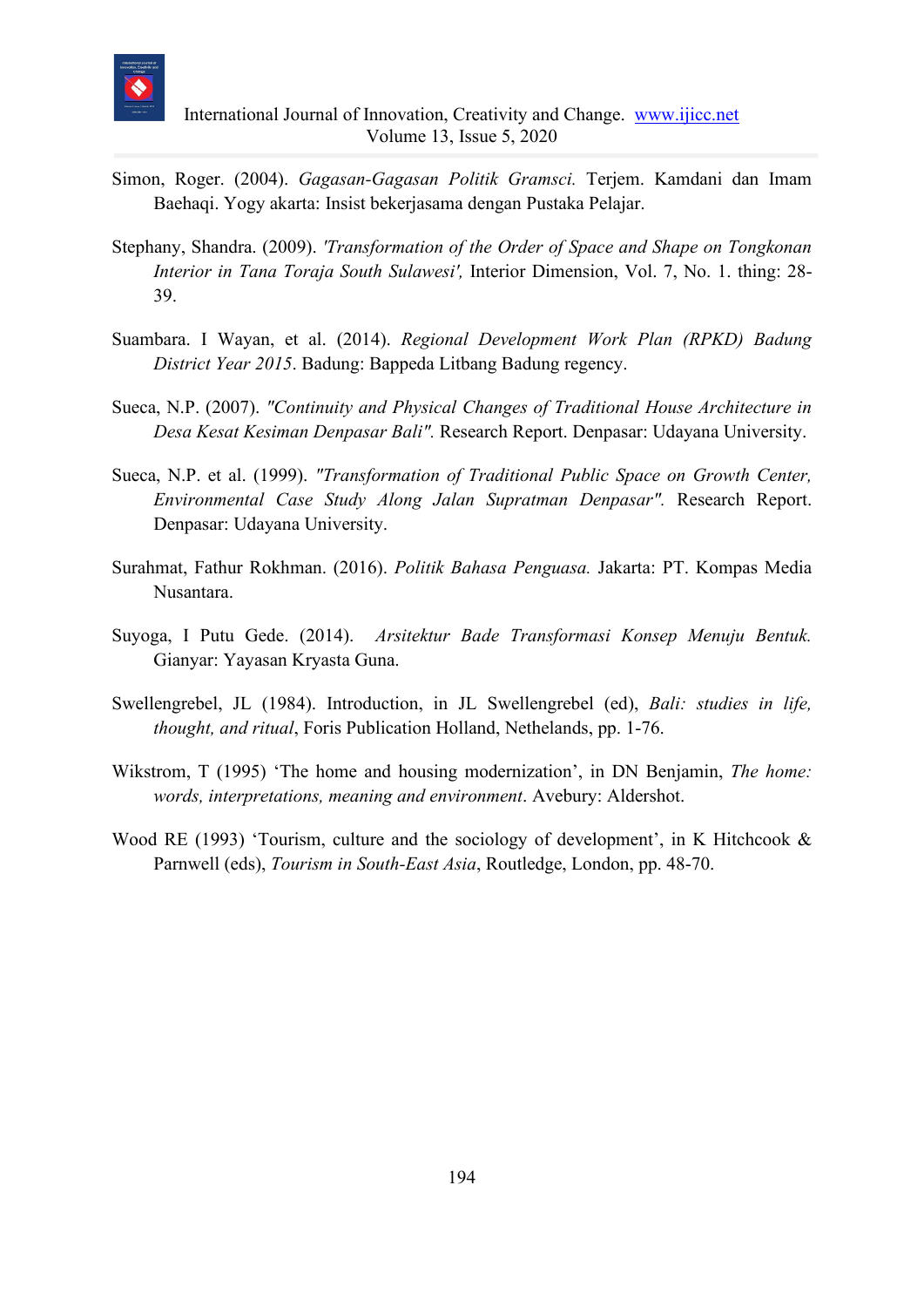Simon, Roger. (2004). *Gagasan-Gagasan Politik Gramsci.* Terjem. Kamdani dan Imam Baehaqi. Yogy akarta: Insist bekerjasama dengan Pustaka Pelajar.

Stephany, Shandra. (2009). *'Transformation of the Order of Space and Shape on Tongkonan Interior in Tana Toraja South Sulawesi',* Interior Dimension, Vol. 7, No. 1. thing: 28-39.

Suambara. I Wayan, et al. (2014). *Regional Development Work Plan (RPKD) Badung District Year 2015*. Badung: Bappeda Litbang Badung regency.

Sueca, N.P. (2007). *"Continuity and Physical Changes of Traditional House Architecture in Desa Kesat Kesiman Denpasar Bali".* Research Report. Denpasar: Udayana University.

Sueca, N.P. et al. (1999). *"Transformation of Traditional Public Space on Growth Center, Environmental Case Study Along Jalan Supratman Denpasar".* Research Report. Denpasar: Udayana University.

Surahmat, Fathur Rokhman. (2016). *Politik Bahasa Penguasa.* Jakarta: PT. Kompas Media Nusantara.

Suyoga, I Putu Gede. (2014). *Arsitektur Bade Transformasi Konsep Menuju Bentuk.* Gianyar: Yayasan Kryasta Guna.

Swellengrebel, JL (1984). Introduction, in JL Swellengrebel (ed), *Bali: studies in life, thought, and ritual*, Foris Publication Holland, Nethelands, pp. 1-76.

Wikstrom, T (1995) 'The home and housing modernization', in DN Benjamin, *The home: words, interpretations, meaning and environment*. Avebury: Aldershot.

Wood RE (1993) 'Tourism, culture and the sociology of development', in K Hitchcook & Parnwell (eds), *Tourism in South-East Asia*, Routledge, London, pp. 48-70.